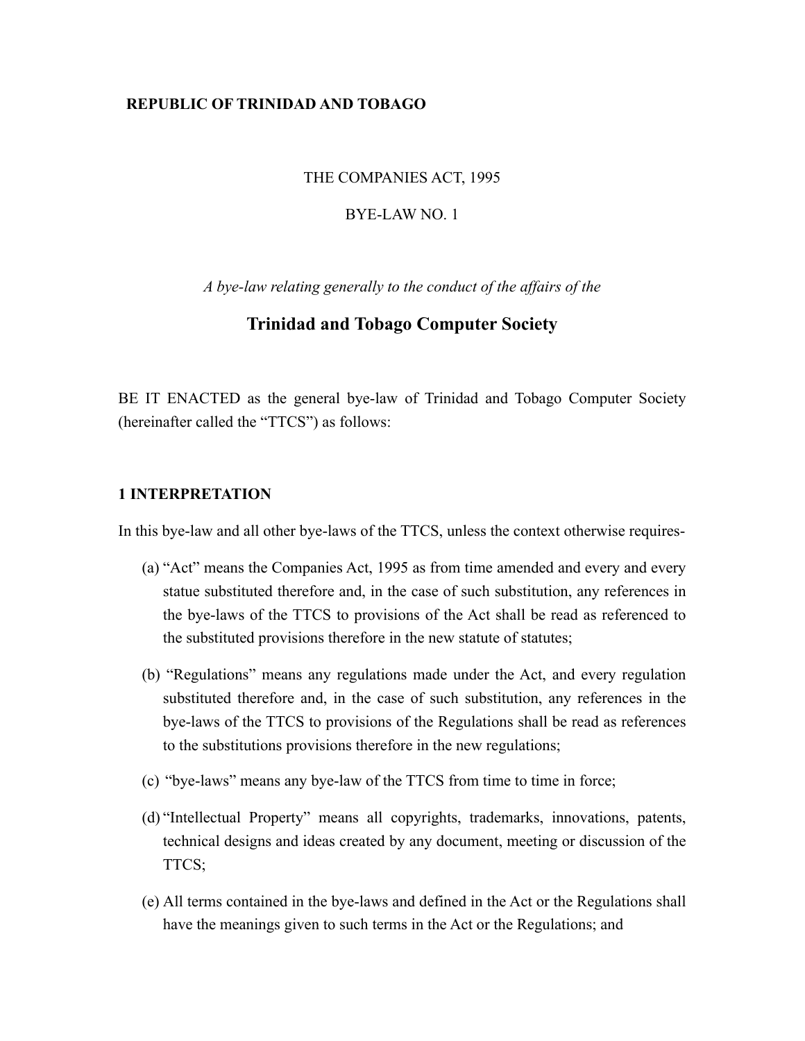**REPUBLIC OF TRINIDAD AND TOBAGO**

THE COMPANIES ACT, 1995

BYE-LAW NO. 1

*A bye-law relating generally to the conduct of the affairs of the*

## Trinidad and Tobago Computer Society

BE IT ENACTED as the general bye-law of Trinidad and Tobago Computer Society (hereinafter called the "TTCS") as follows:

### 1 INTERPRETATION

In this bye-law and all other bye-laws of the TTCS, unless the context otherwise requires-

(a) "Act" means the Companies Act, 1995 as from time amended and every and every statue substituted therefore and, in the case of such substitution, any references in the bye-laws of the TTCS to provisions of the Act shall be read as referenced to the substituted provisions therefore in the new statute of statutes;

(b) "Regulations" means any regulations made under the Act, and every regulation substituted therefore and, in the case of such substitution, any references in the bye-laws of the TTCS to provisions of the Regulations shall be read as references to the substitutions provisions therefore in the new regulations;

(c) "bye-laws" means any bye-law of the TTCS from time to time in force;

(d) "Intellectual Property" means all copyrights, trademarks, innovations, patents, technical designs and ideas created by any document, meeting or discussion of the TTCS;

(e) All terms contained in the bye-laws and defined in the Act or the Regulations shall have the meanings given to such terms in the Act or the Regulations; and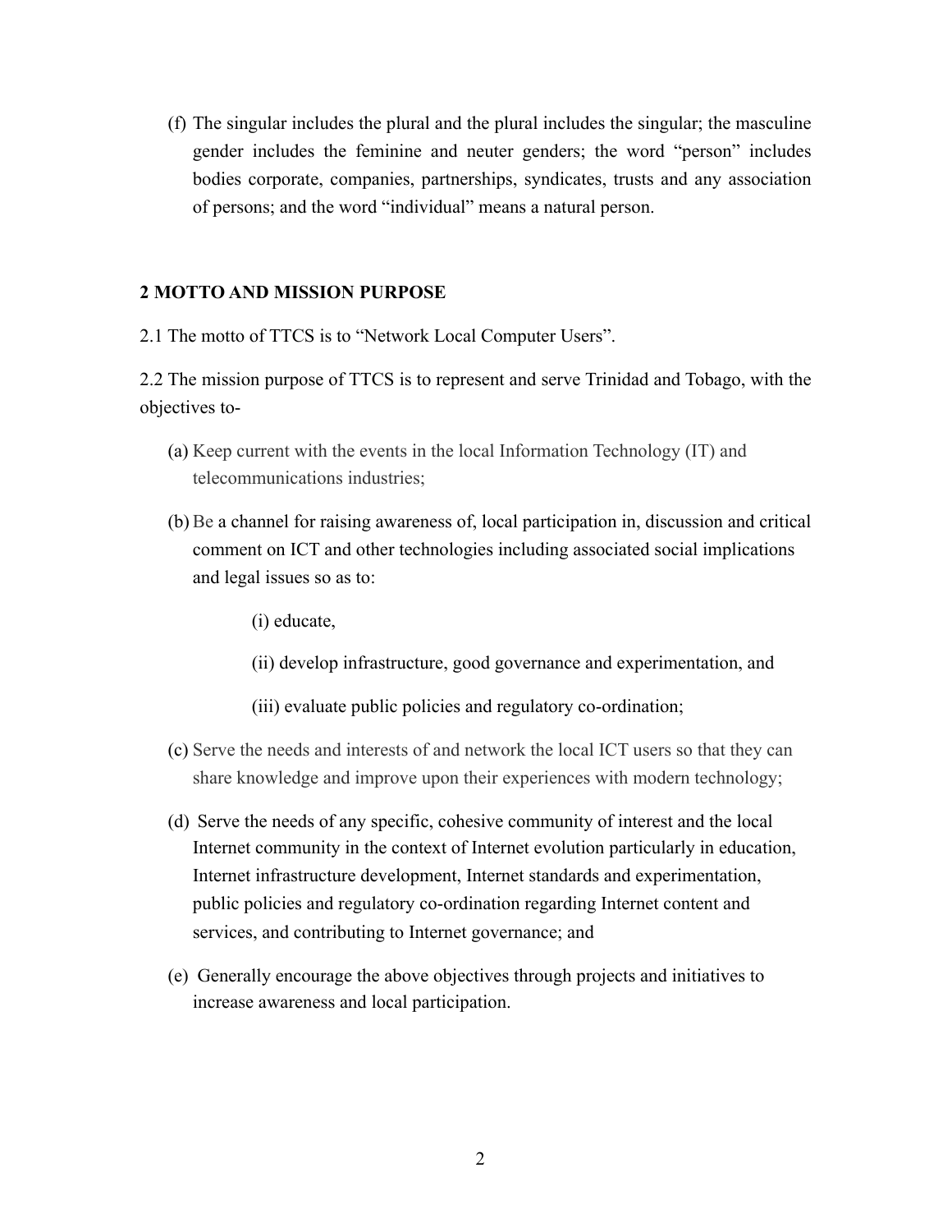(f) The singular includes the plural and the plural includes the singular; the masculine gender includes the feminine and neuter genders; the word "person" includes bodies corporate, companies, partnerships, syndicates, trusts and any association of persons; and the word "individual" means a natural person.

## 2 MOTTO AND MISSION PURPOSE

2.1 The motto of TTCS is to "Network Local Computer Users".

2.2 The mission purpose of TTCS is to represent and serve Trinidad and Tobago, with the objectives to-

(a) Keep current with the events in the local Information Technology (IT) and telecommunications industries;

(b) Be a channel for raising awareness of, local participation in, discussion and critical comment on ICT and other technologies including associated social implications and legal issues so as to:

  (i) educate,

  (ii) develop infrastructure, good governance and experimentation, and

  (iii) evaluate public policies and regulatory co-ordination;

(c) Serve the needs and interests of and network the local ICT users so that they can share knowledge and improve upon their experiences with modern technology;

(d) Serve the needs of any specific, cohesive community of interest and the local Internet community in the context of Internet evolution particularly in education, Internet infrastructure development, Internet standards and experimentation, public policies and regulatory co-ordination regarding Internet content and services, and contributing to Internet governance; and

(e) Generally encourage the above objectives through projects and initiatives to increase awareness and local participation.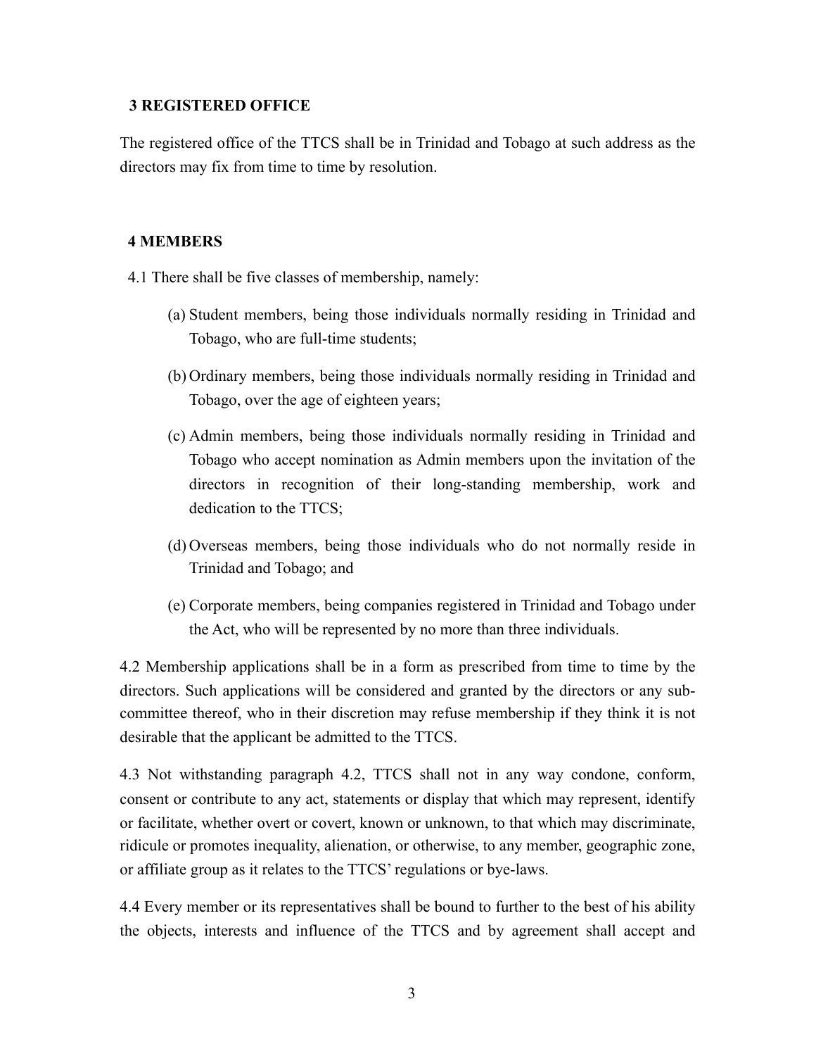## 3 REGISTERED OFFICE

The registered office of the TTCS shall be in Trinidad and Tobago at such address as the directors may fix from time to time by resolution.

## 4 MEMBERS

4.1 There shall be five classes of membership, namely:

(a) Student members, being those individuals normally residing in Trinidad and Tobago, who are full-time students;

(b) Ordinary members, being those individuals normally residing in Trinidad and Tobago, over the age of eighteen years;

(c) Admin members, being those individuals normally residing in Trinidad and Tobago who accept nomination as Admin members upon the invitation of the directors in recognition of their long-standing membership, work and dedication to the TTCS;

(d) Overseas members, being those individuals who do not normally reside in Trinidad and Tobago; and

(e) Corporate members, being companies registered in Trinidad and Tobago under the Act, who will be represented by no more than three individuals.

4.2 Membership applications shall be in a form as prescribed from time to time by the directors. Such applications will be considered and granted by the directors or any sub-committee thereof, who in their discretion may refuse membership if they think it is not desirable that the applicant be admitted to the TTCS.

4.3 Not withstanding paragraph 4.2, TTCS shall not in any way condone, conform, consent or contribute to any act, statements or display that which may represent, identify or facilitate, whether overt or covert, known or unknown, to that which may discriminate, ridicule or promotes inequality, alienation, or otherwise, to any member, geographic zone, or affiliate group as it relates to the TTCS' regulations or bye-laws.

4.4 Every member or its representatives shall be bound to further to the best of his ability the objects, interests and influence of the TTCS and by agreement shall accept and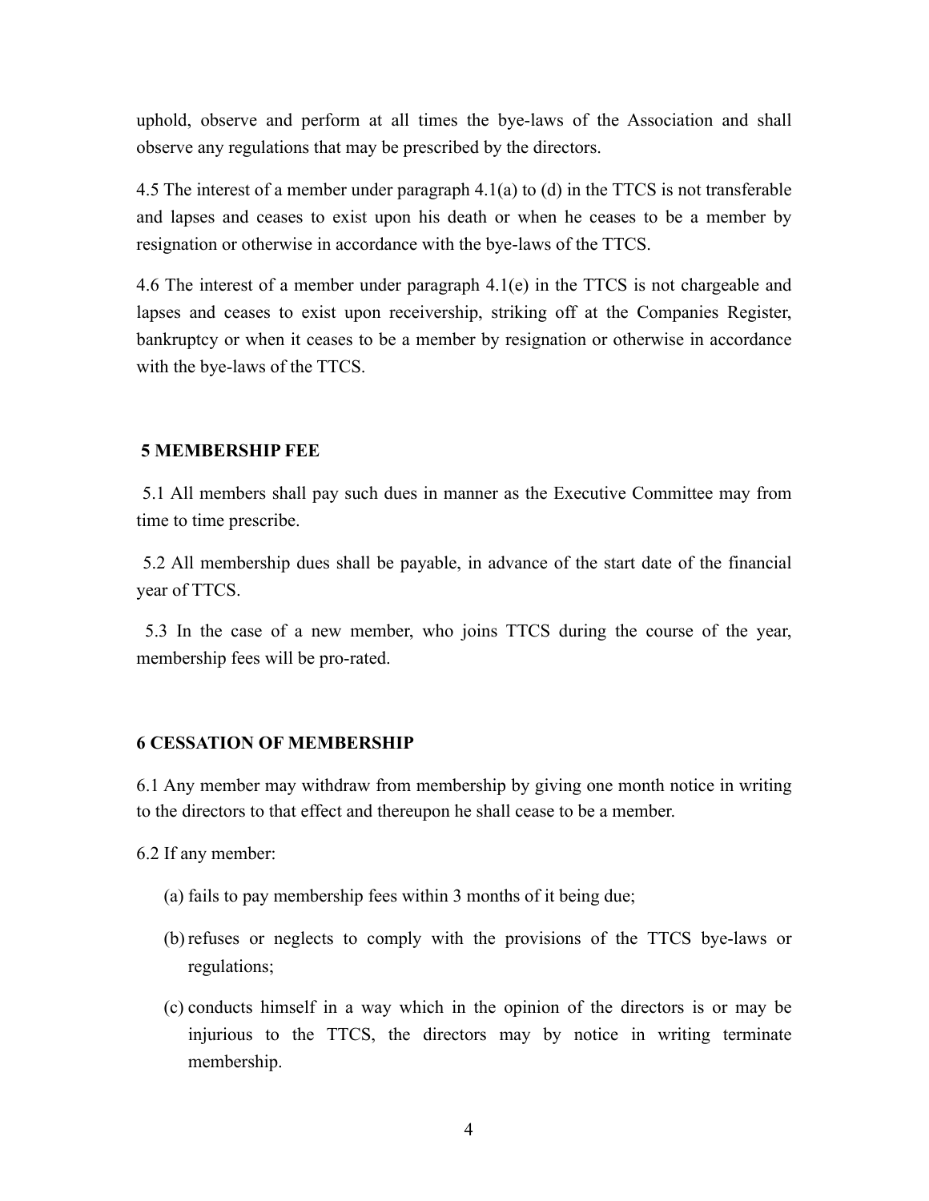uphold, observe and perform at all times the bye-laws of the Association and shall observe any regulations that may be prescribed by the directors.

4.5 The interest of a member under paragraph 4.1(a) to (d) in the TTCS is not transferable and lapses and ceases to exist upon his death or when he ceases to be a member by resignation or otherwise in accordance with the bye-laws of the TTCS.

4.6 The interest of a member under paragraph 4.1(e) in the TTCS is not chargeable and lapses and ceases to exist upon receivership, striking off at the Companies Register, bankruptcy or when it ceases to be a member by resignation or otherwise in accordance with the bye-laws of the TTCS.

## 5 MEMBERSHIP FEE

5.1 All members shall pay such dues in manner as the Executive Committee may from time to time prescribe.

5.2 All membership dues shall be payable, in advance of the start date of the financial year of TTCS.

5.3 In the case of a new member, who joins TTCS during the course of the year, membership fees will be pro-rated.

## 6 CESSATION OF MEMBERSHIP

6.1 Any member may withdraw from membership by giving one month notice in writing to the directors to that effect and thereupon he shall cease to be a member.

6.2 If any member:

(a) fails to pay membership fees within 3 months of it being due;

(b) refuses or neglects to comply with the provisions of the TTCS bye-laws or regulations;

(c) conducts himself in a way which in the opinion of the directors is or may be injurious to the TTCS, the directors may by notice in writing terminate membership.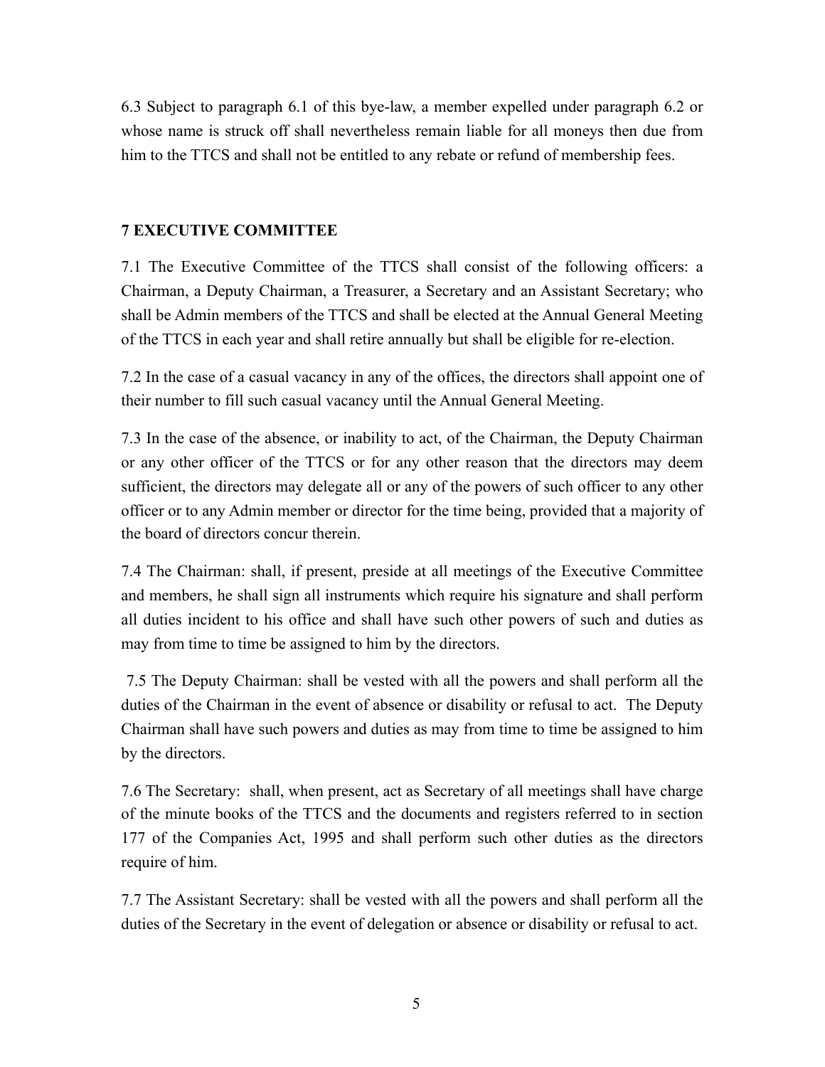6.3 Subject to paragraph 6.1 of this bye-law, a member expelled under paragraph 6.2 or whose name is struck off shall nevertheless remain liable for all moneys then due from him to the TTCS and shall not be entitled to any rebate or refund of membership fees.

## 7 EXECUTIVE COMMITTEE

7.1 The Executive Committee of the TTCS shall consist of the following officers: a Chairman, a Deputy Chairman, a Treasurer, a Secretary and an Assistant Secretary; who shall be Admin members of the TTCS and shall be elected at the Annual General Meeting of the TTCS in each year and shall retire annually but shall be eligible for re-election.

7.2 In the case of a casual vacancy in any of the offices, the directors shall appoint one of their number to fill such casual vacancy until the Annual General Meeting.

7.3 In the case of the absence, or inability to act, of the Chairman, the Deputy Chairman or any other officer of the TTCS or for any other reason that the directors may deem sufficient, the directors may delegate all or any of the powers of such officer to any other officer or to any Admin member or director for the time being, provided that a majority of the board of directors concur therein.

7.4 The Chairman: shall, if present, preside at all meetings of the Executive Committee and members, he shall sign all instruments which require his signature and shall perform all duties incident to his office and shall have such other powers of such and duties as may from time to time be assigned to him by the directors.

7.5 The Deputy Chairman: shall be vested with all the powers and shall perform all the duties of the Chairman in the event of absence or disability or refusal to act. The Deputy Chairman shall have such powers and duties as may from time to time be assigned to him by the directors.

7.6 The Secretary: shall, when present, act as Secretary of all meetings shall have charge of the minute books of the TTCS and the documents and registers referred to in section 177 of the Companies Act, 1995 and shall perform such other duties as the directors require of him.

7.7 The Assistant Secretary: shall be vested with all the powers and shall perform all the duties of the Secretary in the event of delegation or absence or disability or refusal to act.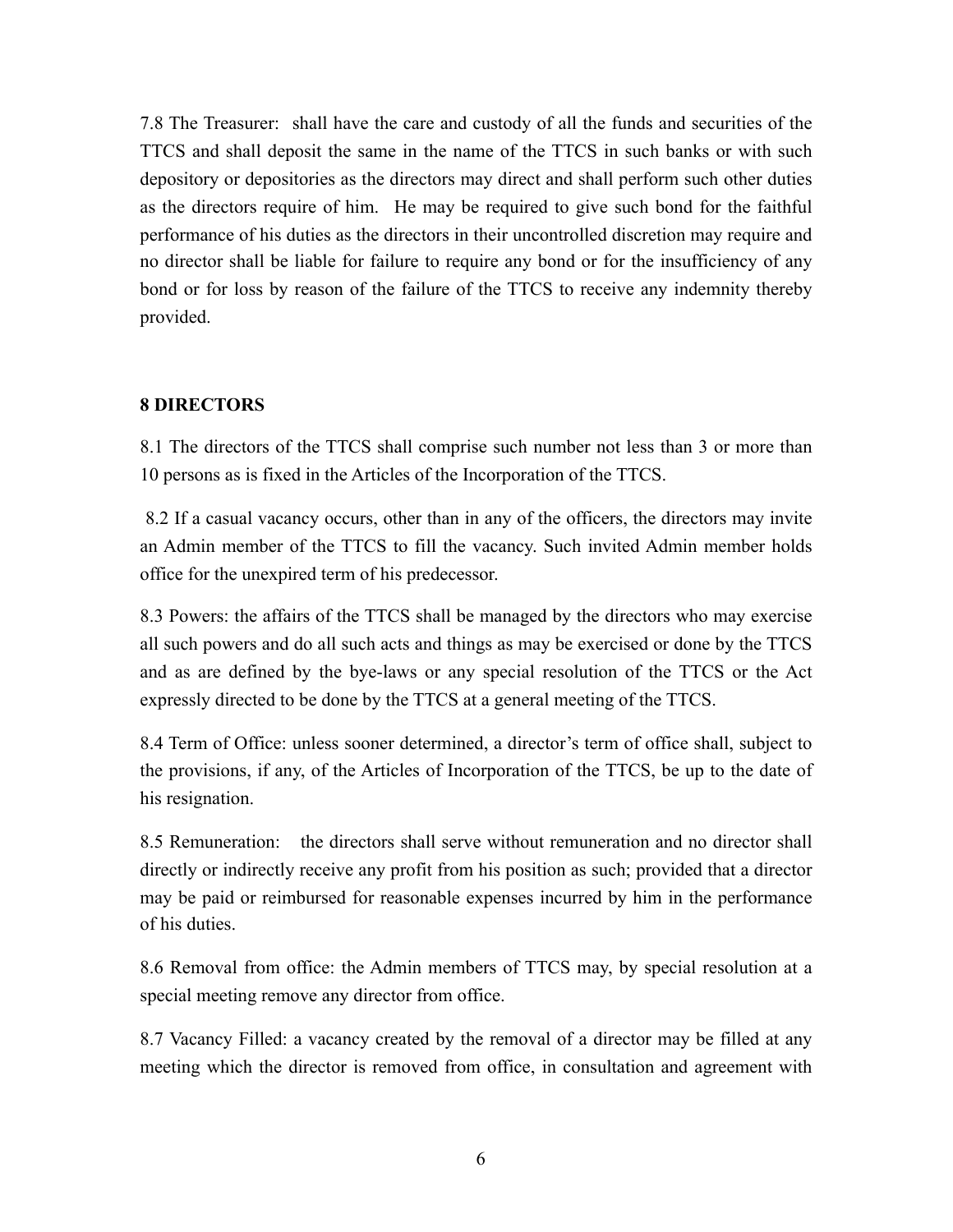7.8 The Treasurer: shall have the care and custody of all the funds and securities of the TTCS and shall deposit the same in the name of the TTCS in such banks or with such depository or depositories as the directors may direct and shall perform such other duties as the directors require of him. He may be required to give such bond for the faithful performance of his duties as the directors in their uncontrolled discretion may require and no director shall be liable for failure to require any bond or for the insufficiency of any bond or for loss by reason of the failure of the TTCS to receive any indemnity thereby provided.

## 8 DIRECTORS

8.1 The directors of the TTCS shall comprise such number not less than 3 or more than 10 persons as is fixed in the Articles of the Incorporation of the TTCS.

8.2 If a casual vacancy occurs, other than in any of the officers, the directors may invite an Admin member of the TTCS to fill the vacancy. Such invited Admin member holds office for the unexpired term of his predecessor.

8.3 Powers: the affairs of the TTCS shall be managed by the directors who may exercise all such powers and do all such acts and things as may be exercised or done by the TTCS and as are defined by the bye-laws or any special resolution of the TTCS or the Act expressly directed to be done by the TTCS at a general meeting of the TTCS.

8.4 Term of Office: unless sooner determined, a director's term of office shall, subject to the provisions, if any, of the Articles of Incorporation of the TTCS, be up to the date of his resignation.

8.5 Remuneration: the directors shall serve without remuneration and no director shall directly or indirectly receive any profit from his position as such; provided that a director may be paid or reimbursed for reasonable expenses incurred by him in the performance of his duties.

8.6 Removal from office: the Admin members of TTCS may, by special resolution at a special meeting remove any director from office.

8.7 Vacancy Filled: a vacancy created by the removal of a director may be filled at any meeting which the director is removed from office, in consultation and agreement with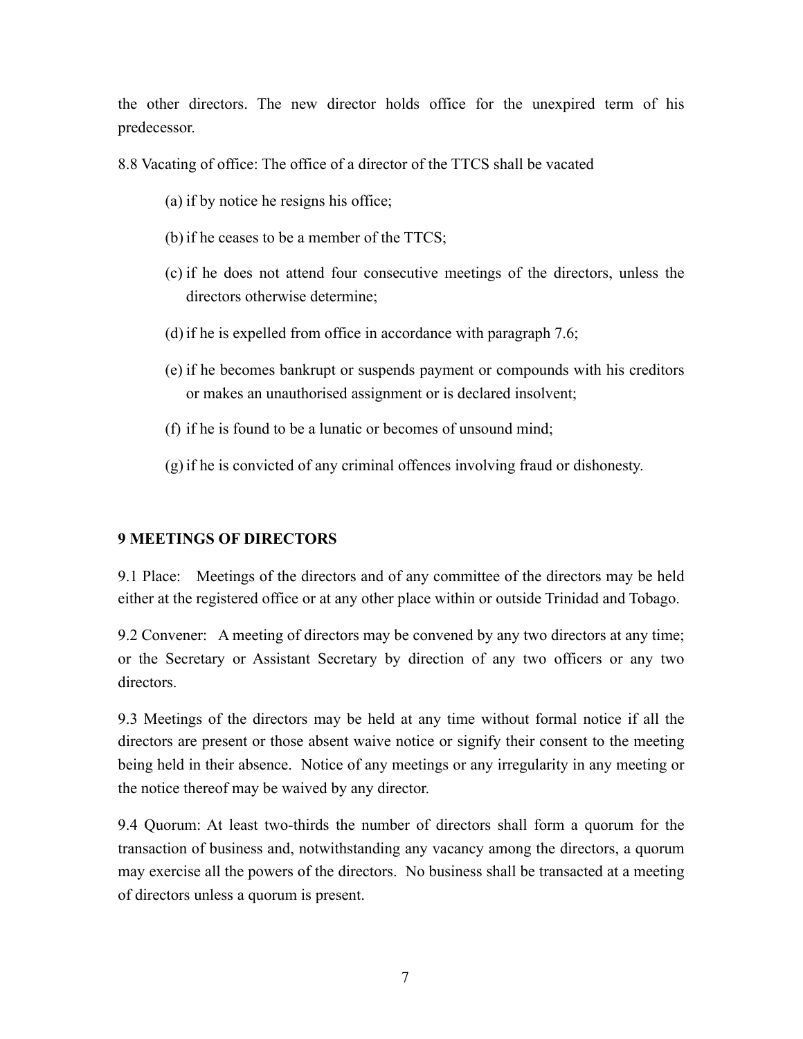the other directors. The new director holds office for the unexpired term of his predecessor.

8.8 Vacating of office: The office of a director of the TTCS shall be vacated

(a) if by notice he resigns his office;

(b) if he ceases to be a member of the TTCS;

(c) if he does not attend four consecutive meetings of the directors, unless the directors otherwise determine;

(d) if he is expelled from office in accordance with paragraph 7.6;

(e) if he becomes bankrupt or suspends payment or compounds with his creditors or makes an unauthorised assignment or is declared insolvent;

(f) if he is found to be a lunatic or becomes of unsound mind;

(g) if he is convicted of any criminal offences involving fraud or dishonesty.

## 9 MEETINGS OF DIRECTORS

9.1 Place: Meetings of the directors and of any committee of the directors may be held either at the registered office or at any other place within or outside Trinidad and Tobago.

9.2 Convener: A meeting of directors may be convened by any two directors at any time; or the Secretary or Assistant Secretary by direction of any two officers or any two directors.

9.3 Meetings of the directors may be held at any time without formal notice if all the directors are present or those absent waive notice or signify their consent to the meeting being held in their absence. Notice of any meetings or any irregularity in any meeting or the notice thereof may be waived by any director.

9.4 Quorum: At least two-thirds the number of directors shall form a quorum for the transaction of business and, notwithstanding any vacancy among the directors, a quorum may exercise all the powers of the directors. No business shall be transacted at a meeting of directors unless a quorum is present.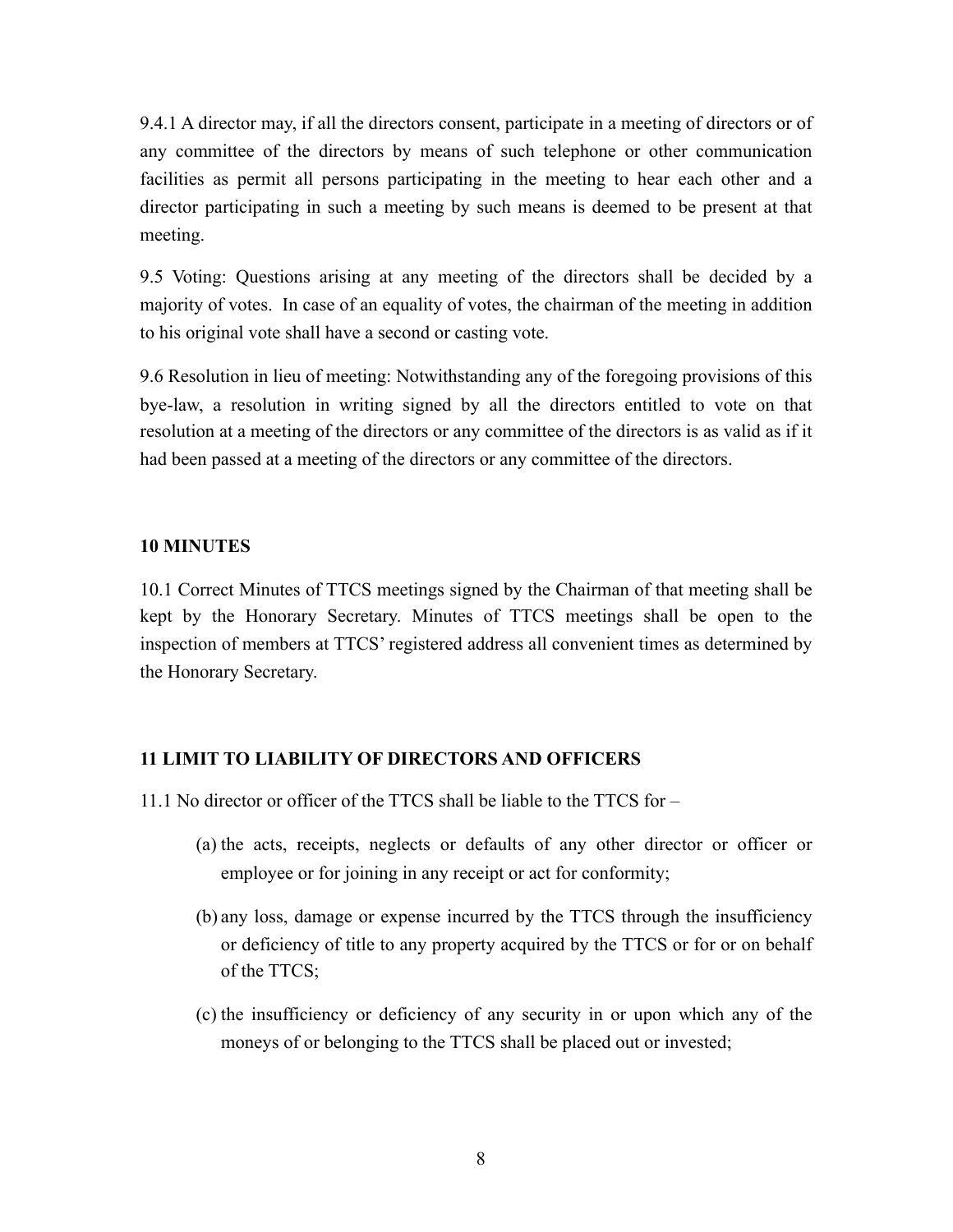9.4.1 A director may, if all the directors consent, participate in a meeting of directors or of any committee of the directors by means of such telephone or other communication facilities as permit all persons participating in the meeting to hear each other and a director participating in such a meeting by such means is deemed to be present at that meeting.

9.5 Voting: Questions arising at any meeting of the directors shall be decided by a majority of votes. In case of an equality of votes, the chairman of the meeting in addition to his original vote shall have a second or casting vote.

9.6 Resolution in lieu of meeting: Notwithstanding any of the foregoing provisions of this bye-law, a resolution in writing signed by all the directors entitled to vote on that resolution at a meeting of the directors or any committee of the directors is as valid as if it had been passed at a meeting of the directors or any committee of the directors.

## 10 MINUTES

10.1 Correct Minutes of TTCS meetings signed by the Chairman of that meeting shall be kept by the Honorary Secretary. Minutes of TTCS meetings shall be open to the inspection of members at TTCS' registered address all convenient times as determined by the Honorary Secretary.

## 11 LIMIT TO LIABILITY OF DIRECTORS AND OFFICERS

11.1 No director or officer of the TTCS shall be liable to the TTCS for –

(a) the acts, receipts, neglects or defaults of any other director or officer or employee or for joining in any receipt or act for conformity;

(b) any loss, damage or expense incurred by the TTCS through the insufficiency or deficiency of title to any property acquired by the TTCS or for or on behalf of the TTCS;

(c) the insufficiency or deficiency of any security in or upon which any of the moneys of or belonging to the TTCS shall be placed out or invested;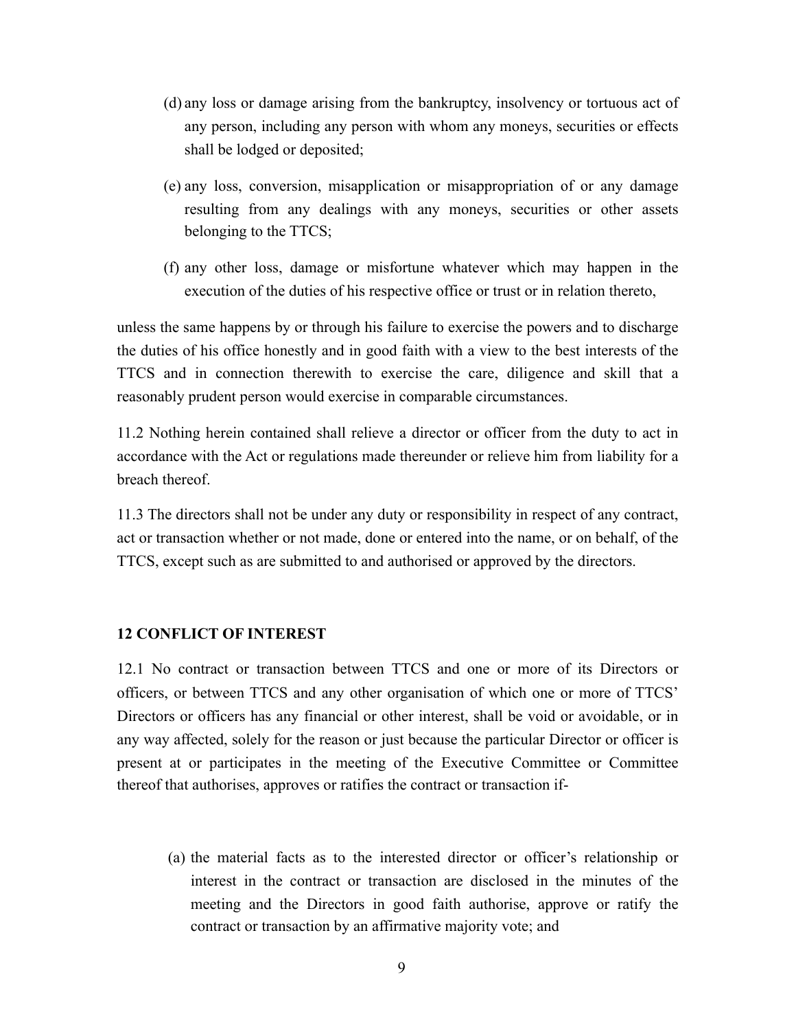(d) any loss or damage arising from the bankruptcy, insolvency or tortuous act of any person, including any person with whom any moneys, securities or effects shall be lodged or deposited;

(e) any loss, conversion, misapplication or misappropriation of or any damage resulting from any dealings with any moneys, securities or other assets belonging to the TTCS;

(f) any other loss, damage or misfortune whatever which may happen in the execution of the duties of his respective office or trust or in relation thereto,

unless the same happens by or through his failure to exercise the powers and to discharge the duties of his office honestly and in good faith with a view to the best interests of the TTCS and in connection therewith to exercise the care, diligence and skill that a reasonably prudent person would exercise in comparable circumstances.

11.2 Nothing herein contained shall relieve a director or officer from the duty to act in accordance with the Act or regulations made thereunder or relieve him from liability for a breach thereof.

11.3 The directors shall not be under any duty or responsibility in respect of any contract, act or transaction whether or not made, done or entered into the name, or on behalf, of the TTCS, except such as are submitted to and authorised or approved by the directors.

## 12 CONFLICT OF INTEREST

12.1 No contract or transaction between TTCS and one or more of its Directors or officers, or between TTCS and any other organisation of which one or more of TTCS' Directors or officers has any financial or other interest, shall be void or avoidable, or in any way affected, solely for the reason or just because the particular Director or officer is present at or participates in the meeting of the Executive Committee or Committee thereof that authorises, approves or ratifies the contract or transaction if-

(a) the material facts as to the interested director or officer's relationship or interest in the contract or transaction are disclosed in the minutes of the meeting and the Directors in good faith authorise, approve or ratify the contract or transaction by an affirmative majority vote; and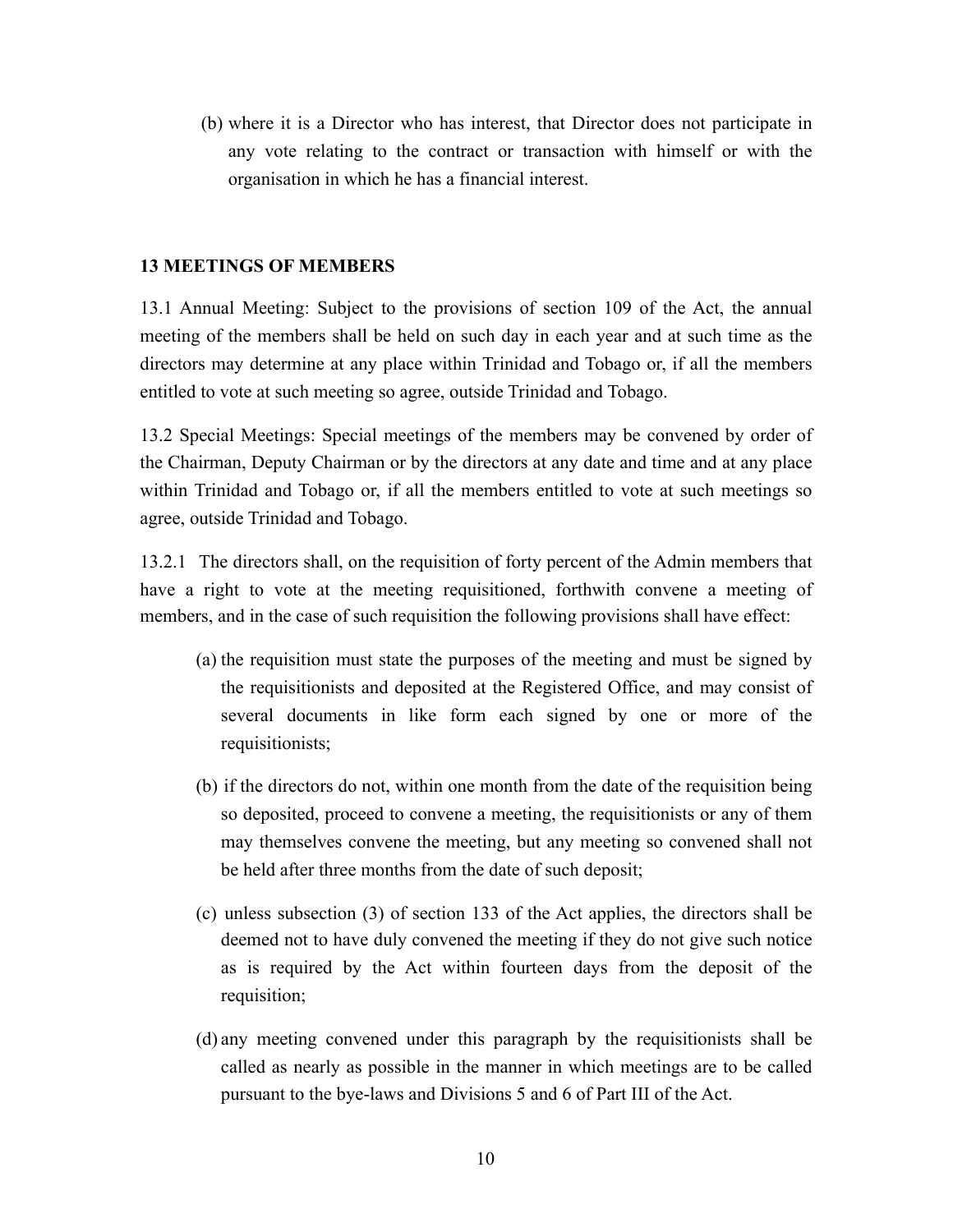(b) where it is a Director who has interest, that Director does not participate in any vote relating to the contract or transaction with himself or with the organisation in which he has a financial interest.

## 13 MEETINGS OF MEMBERS

13.1 Annual Meeting: Subject to the provisions of section 109 of the Act, the annual meeting of the members shall be held on such day in each year and at such time as the directors may determine at any place within Trinidad and Tobago or, if all the members entitled to vote at such meeting so agree, outside Trinidad and Tobago.

13.2 Special Meetings: Special meetings of the members may be convened by order of the Chairman, Deputy Chairman or by the directors at any date and time and at any place within Trinidad and Tobago or, if all the members entitled to vote at such meetings so agree, outside Trinidad and Tobago.

13.2.1 The directors shall, on the requisition of forty percent of the Admin members that have a right to vote at the meeting requisitioned, forthwith convene a meeting of members, and in the case of such requisition the following provisions shall have effect:

(a) the requisition must state the purposes of the meeting and must be signed by the requisitionists and deposited at the Registered Office, and may consist of several documents in like form each signed by one or more of the requisitionists;

(b) if the directors do not, within one month from the date of the requisition being so deposited, proceed to convene a meeting, the requisitionists or any of them may themselves convene the meeting, but any meeting so convened shall not be held after three months from the date of such deposit;

(c) unless subsection (3) of section 133 of the Act applies, the directors shall be deemed not to have duly convened the meeting if they do not give such notice as is required by the Act within fourteen days from the deposit of the requisition;

(d) any meeting convened under this paragraph by the requisitionists shall be called as nearly as possible in the manner in which meetings are to be called pursuant to the bye-laws and Divisions 5 and 6 of Part III of the Act.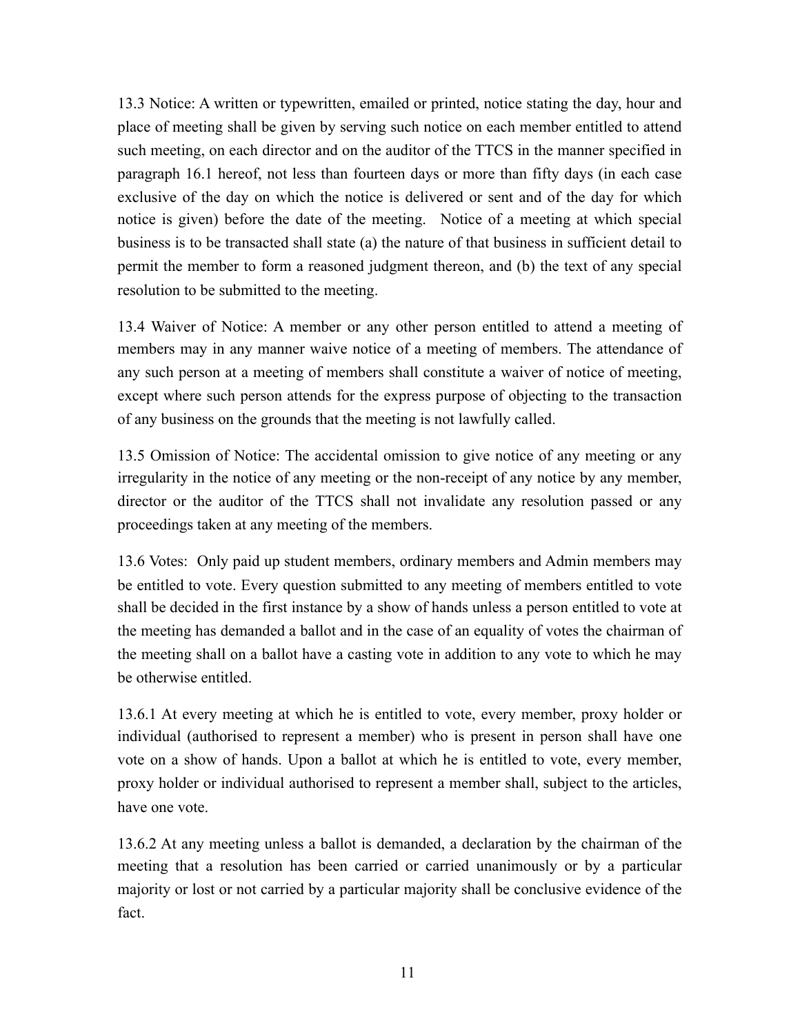13.3 Notice: A written or typewritten, emailed or printed, notice stating the day, hour and place of meeting shall be given by serving such notice on each member entitled to attend such meeting, on each director and on the auditor of the TTCS in the manner specified in paragraph 16.1 hereof, not less than fourteen days or more than fifty days (in each case exclusive of the day on which the notice is delivered or sent and of the day for which notice is given) before the date of the meeting. Notice of a meeting at which special business is to be transacted shall state (a) the nature of that business in sufficient detail to permit the member to form a reasoned judgment thereon, and (b) the text of any special resolution to be submitted to the meeting.

13.4 Waiver of Notice: A member or any other person entitled to attend a meeting of members may in any manner waive notice of a meeting of members. The attendance of any such person at a meeting of members shall constitute a waiver of notice of meeting, except where such person attends for the express purpose of objecting to the transaction of any business on the grounds that the meeting is not lawfully called.

13.5 Omission of Notice: The accidental omission to give notice of any meeting or any irregularity in the notice of any meeting or the non-receipt of any notice by any member, director or the auditor of the TTCS shall not invalidate any resolution passed or any proceedings taken at any meeting of the members.

13.6 Votes: Only paid up student members, ordinary members and Admin members may be entitled to vote. Every question submitted to any meeting of members entitled to vote shall be decided in the first instance by a show of hands unless a person entitled to vote at the meeting has demanded a ballot and in the case of an equality of votes the chairman of the meeting shall on a ballot have a casting vote in addition to any vote to which he may be otherwise entitled.

13.6.1 At every meeting at which he is entitled to vote, every member, proxy holder or individual (authorised to represent a member) who is present in person shall have one vote on a show of hands. Upon a ballot at which he is entitled to vote, every member, proxy holder or individual authorised to represent a member shall, subject to the articles, have one vote.

13.6.2 At any meeting unless a ballot is demanded, a declaration by the chairman of the meeting that a resolution has been carried or carried unanimously or by a particular majority or lost or not carried by a particular majority shall be conclusive evidence of the fact.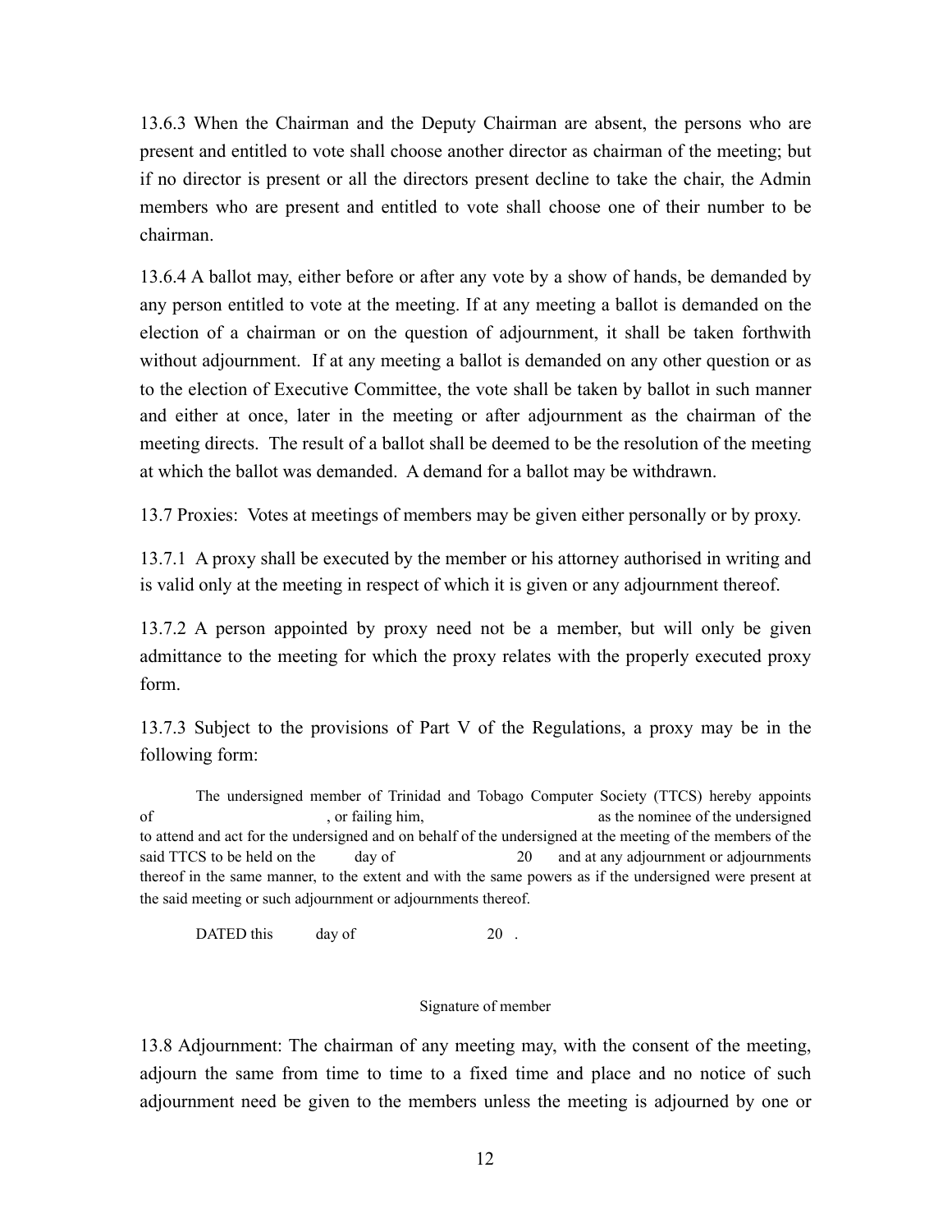13.6.3 When the Chairman and the Deputy Chairman are absent, the persons who are present and entitled to vote shall choose another director as chairman of the meeting; but if no director is present or all the directors present decline to take the chair, the Admin members who are present and entitled to vote shall choose one of their number to be chairman.

13.6.4 A ballot may, either before or after any vote by a show of hands, be demanded by any person entitled to vote at the meeting. If at any meeting a ballot is demanded on the election of a chairman or on the question of adjournment, it shall be taken forthwith without adjournment. If at any meeting a ballot is demanded on any other question or as to the election of Executive Committee, the vote shall be taken by ballot in such manner and either at once, later in the meeting or after adjournment as the chairman of the meeting directs. The result of a ballot shall be deemed to be the resolution of the meeting at which the ballot was demanded. A demand for a ballot may be withdrawn.

13.7 Proxies: Votes at meetings of members may be given either personally or by proxy.

13.7.1 A proxy shall be executed by the member or his attorney authorised in writing and is valid only at the meeting in respect of which it is given or any adjournment thereof.

13.7.2 A person appointed by proxy need not be a member, but will only be given admittance to the meeting for which the proxy relates with the properly executed proxy form.

13.7.3 Subject to the provisions of Part V of the Regulations, a proxy may be in the following form:

> The undersigned member of Trinidad and Tobago Computer Society (TTCS) hereby appoints of , or failing him, as the nominee of the undersigned to attend and act for the undersigned and on behalf of the undersigned at the meeting of the members of the said TTCS to be held on the day of 20 and at any adjournment or adjournments thereof in the same manner, to the extent and with the same powers as if the undersigned were present at the said meeting or such adjournment or adjournments thereof.
>
> DATED this day of 20 .
>
> Signature of member

13.8 Adjournment: The chairman of any meeting may, with the consent of the meeting, adjourn the same from time to time to a fixed time and place and no notice of such adjournment need be given to the members unless the meeting is adjourned by one or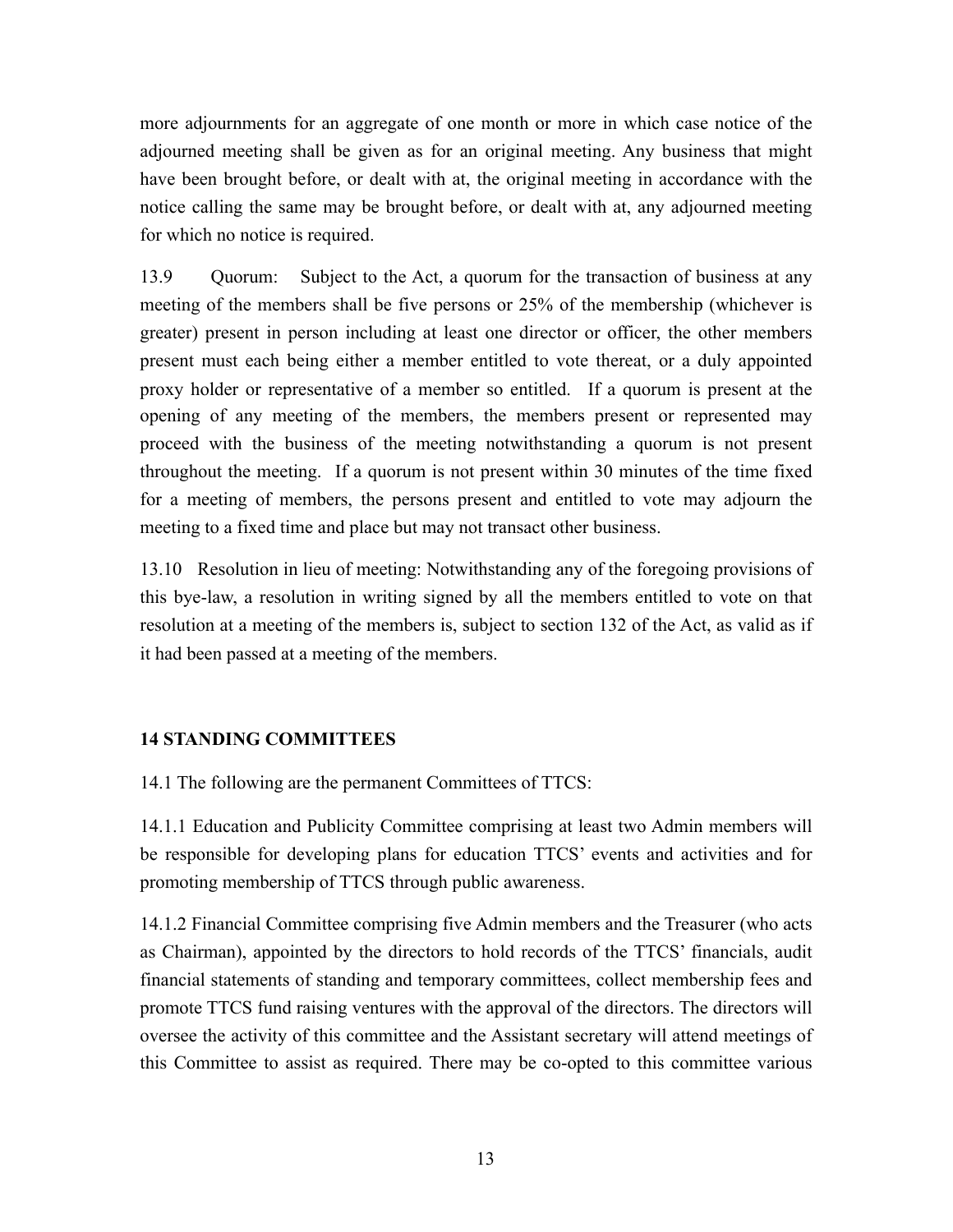more adjournments for an aggregate of one month or more in which case notice of the adjourned meeting shall be given as for an original meeting. Any business that might have been brought before, or dealt with at, the original meeting in accordance with the notice calling the same may be brought before, or dealt with at, any adjourned meeting for which no notice is required.

13.9 Quorum: Subject to the Act, a quorum for the transaction of business at any meeting of the members shall be five persons or 25% of the membership (whichever is greater) present in person including at least one director or officer, the other members present must each being either a member entitled to vote thereat, or a duly appointed proxy holder or representative of a member so entitled. If a quorum is present at the opening of any meeting of the members, the members present or represented may proceed with the business of the meeting notwithstanding a quorum is not present throughout the meeting. If a quorum is not present within 30 minutes of the time fixed for a meeting of members, the persons present and entitled to vote may adjourn the meeting to a fixed time and place but may not transact other business.

13.10 Resolution in lieu of meeting: Notwithstanding any of the foregoing provisions of this bye-law, a resolution in writing signed by all the members entitled to vote on that resolution at a meeting of the members is, subject to section 132 of the Act, as valid as if it had been passed at a meeting of the members.

## 14 STANDING COMMITTEES

14.1 The following are the permanent Committees of TTCS:

14.1.1 Education and Publicity Committee comprising at least two Admin members will be responsible for developing plans for education TTCS' events and activities and for promoting membership of TTCS through public awareness.

14.1.2 Financial Committee comprising five Admin members and the Treasurer (who acts as Chairman), appointed by the directors to hold records of the TTCS' financials, audit financial statements of standing and temporary committees, collect membership fees and promote TTCS fund raising ventures with the approval of the directors. The directors will oversee the activity of this committee and the Assistant secretary will attend meetings of this Committee to assist as required. There may be co-opted to this committee various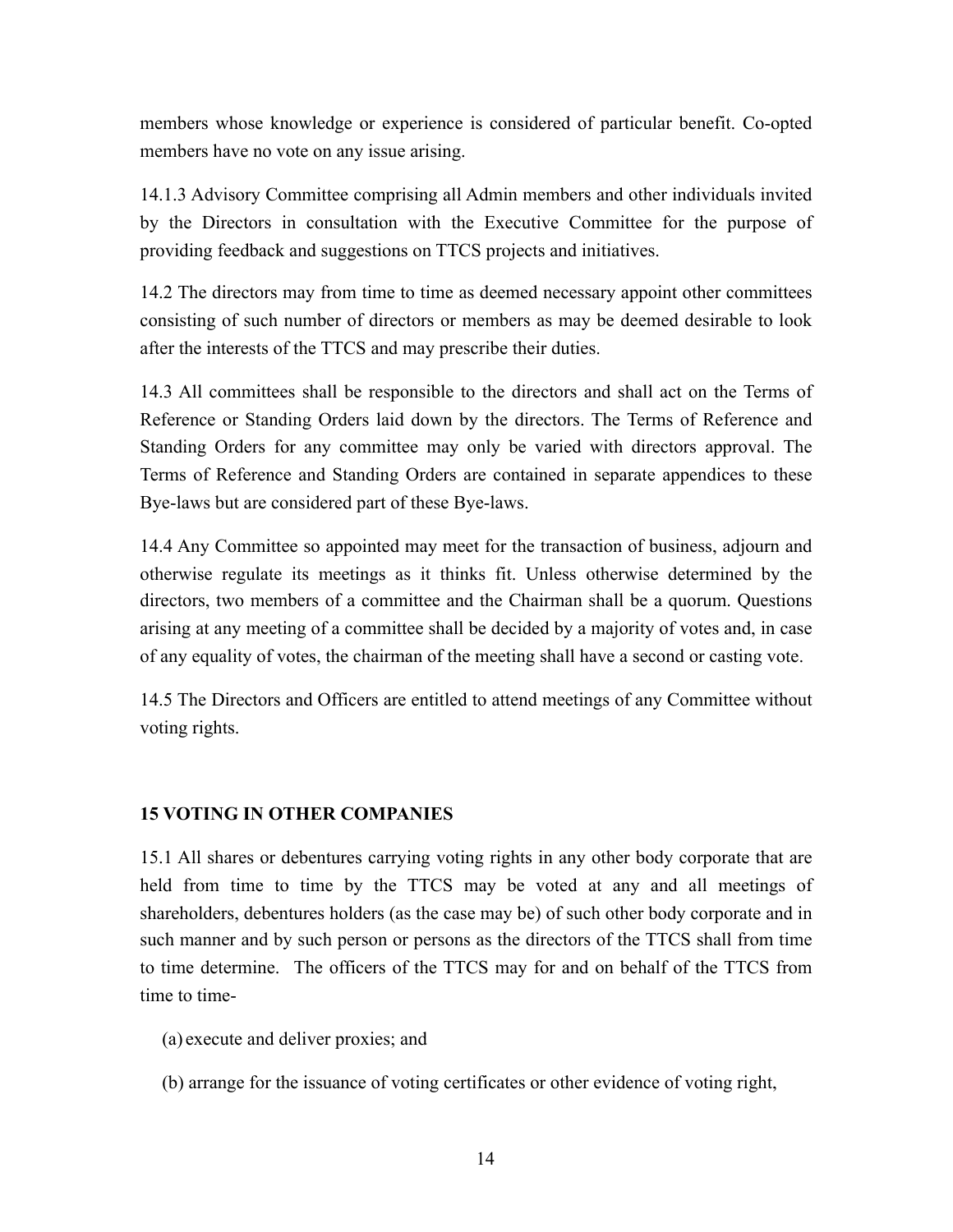members whose knowledge or experience is considered of particular benefit. Co-opted members have no vote on any issue arising.

14.1.3 Advisory Committee comprising all Admin members and other individuals invited by the Directors in consultation with the Executive Committee for the purpose of providing feedback and suggestions on TTCS projects and initiatives.

14.2 The directors may from time to time as deemed necessary appoint other committees consisting of such number of directors or members as may be deemed desirable to look after the interests of the TTCS and may prescribe their duties.

14.3 All committees shall be responsible to the directors and shall act on the Terms of Reference or Standing Orders laid down by the directors. The Terms of Reference and Standing Orders for any committee may only be varied with directors approval. The Terms of Reference and Standing Orders are contained in separate appendices to these Bye-laws but are considered part of these Bye-laws.

14.4 Any Committee so appointed may meet for the transaction of business, adjourn and otherwise regulate its meetings as it thinks fit. Unless otherwise determined by the directors, two members of a committee and the Chairman shall be a quorum. Questions arising at any meeting of a committee shall be decided by a majority of votes and, in case of any equality of votes, the chairman of the meeting shall have a second or casting vote.

14.5 The Directors and Officers are entitled to attend meetings of any Committee without voting rights.

## 15 VOTING IN OTHER COMPANIES

15.1 All shares or debentures carrying voting rights in any other body corporate that are held from time to time by the TTCS may be voted at any and all meetings of shareholders, debentures holders (as the case may be) of such other body corporate and in such manner and by such person or persons as the directors of the TTCS shall from time to time determine. The officers of the TTCS may for and on behalf of the TTCS from time to time-

(a) execute and deliver proxies; and

(b) arrange for the issuance of voting certificates or other evidence of voting right,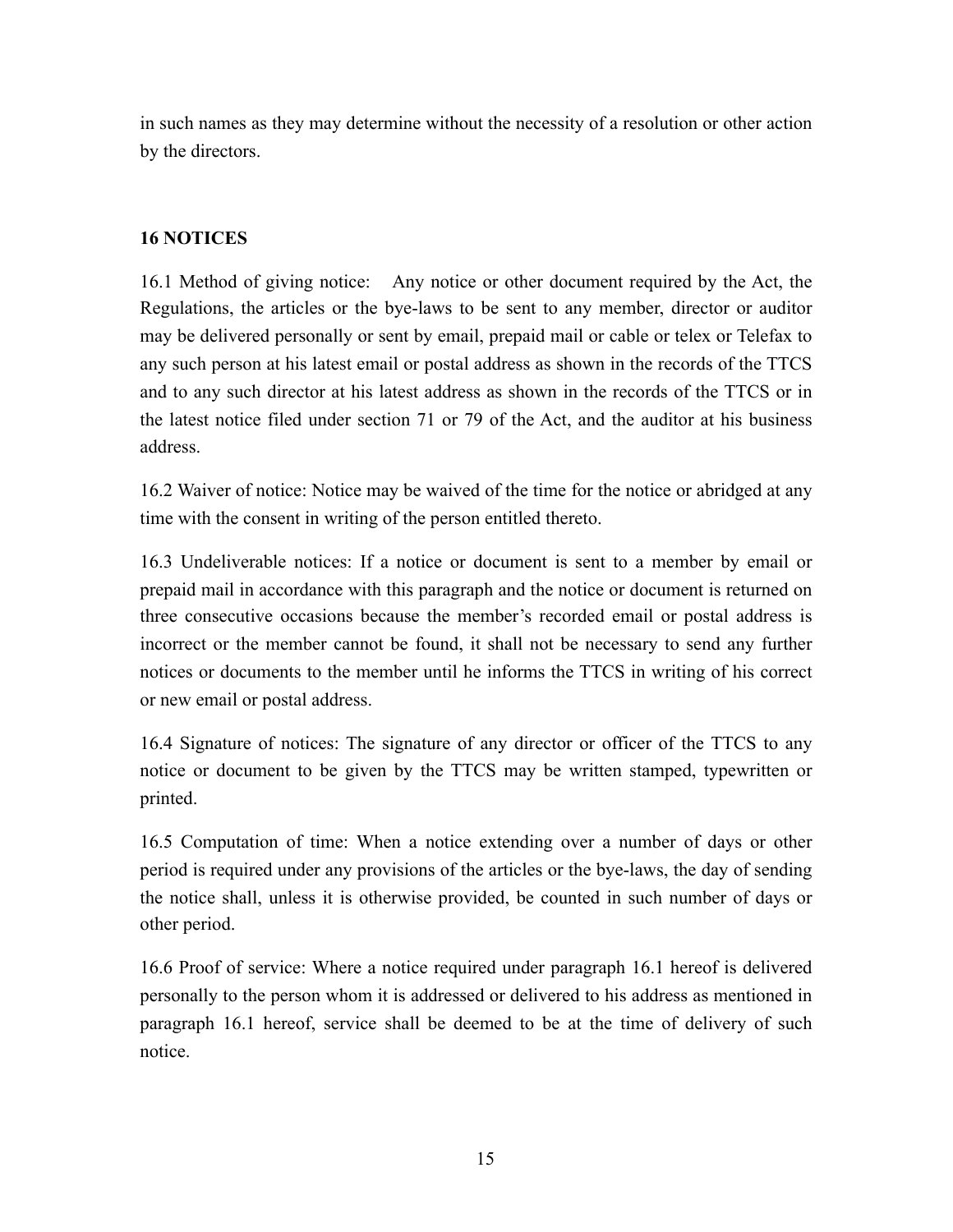in such names as they may determine without the necessity of a resolution or other action by the directors.

## 16 NOTICES

16.1 Method of giving notice: Any notice or other document required by the Act, the Regulations, the articles or the bye-laws to be sent to any member, director or auditor may be delivered personally or sent by email, prepaid mail or cable or telex or Telefax to any such person at his latest email or postal address as shown in the records of the TTCS and to any such director at his latest address as shown in the records of the TTCS or in the latest notice filed under section 71 or 79 of the Act, and the auditor at his business address.

16.2 Waiver of notice: Notice may be waived of the time for the notice or abridged at any time with the consent in writing of the person entitled thereto.

16.3 Undeliverable notices: If a notice or document is sent to a member by email or prepaid mail in accordance with this paragraph and the notice or document is returned on three consecutive occasions because the member's recorded email or postal address is incorrect or the member cannot be found, it shall not be necessary to send any further notices or documents to the member until he informs the TTCS in writing of his correct or new email or postal address.

16.4 Signature of notices: The signature of any director or officer of the TTCS to any notice or document to be given by the TTCS may be written stamped, typewritten or printed.

16.5 Computation of time: When a notice extending over a number of days or other period is required under any provisions of the articles or the bye-laws, the day of sending the notice shall, unless it is otherwise provided, be counted in such number of days or other period.

16.6 Proof of service: Where a notice required under paragraph 16.1 hereof is delivered personally to the person whom it is addressed or delivered to his address as mentioned in paragraph 16.1 hereof, service shall be deemed to be at the time of delivery of such notice.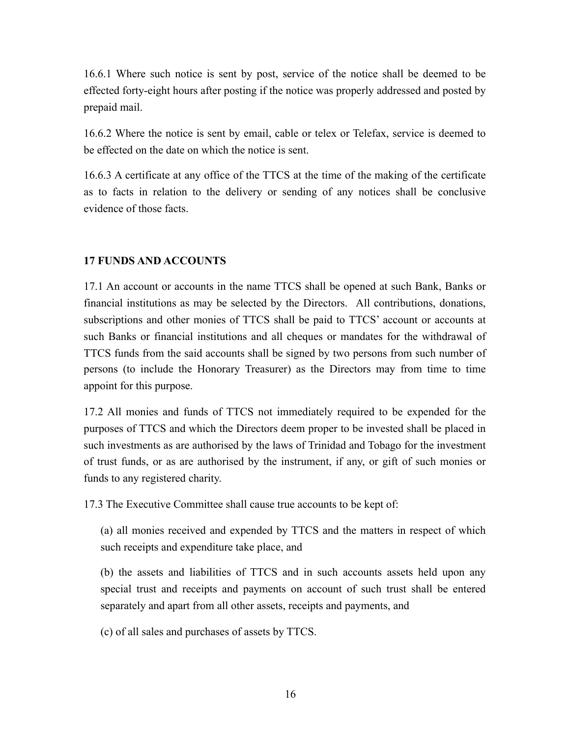16.6.1 Where such notice is sent by post, service of the notice shall be deemed to be effected forty-eight hours after posting if the notice was properly addressed and posted by prepaid mail.

16.6.2 Where the notice is sent by email, cable or telex or Telefax, service is deemed to be effected on the date on which the notice is sent.

16.6.3 A certificate at any office of the TTCS at the time of the making of the certificate as to facts in relation to the delivery or sending of any notices shall be conclusive evidence of those facts.

## 17 FUNDS AND ACCOUNTS

17.1 An account or accounts in the name TTCS shall be opened at such Bank, Banks or financial institutions as may be selected by the Directors. All contributions, donations, subscriptions and other monies of TTCS shall be paid to TTCS' account or accounts at such Banks or financial institutions and all cheques or mandates for the withdrawal of TTCS funds from the said accounts shall be signed by two persons from such number of persons (to include the Honorary Treasurer) as the Directors may from time to time appoint for this purpose.

17.2 All monies and funds of TTCS not immediately required to be expended for the purposes of TTCS and which the Directors deem proper to be invested shall be placed in such investments as are authorised by the laws of Trinidad and Tobago for the investment of trust funds, or as are authorised by the instrument, if any, or gift of such monies or funds to any registered charity.

17.3 The Executive Committee shall cause true accounts to be kept of:

(a) all monies received and expended by TTCS and the matters in respect of which such receipts and expenditure take place, and

(b) the assets and liabilities of TTCS and in such accounts assets held upon any special trust and receipts and payments on account of such trust shall be entered separately and apart from all other assets, receipts and payments, and

(c) of all sales and purchases of assets by TTCS.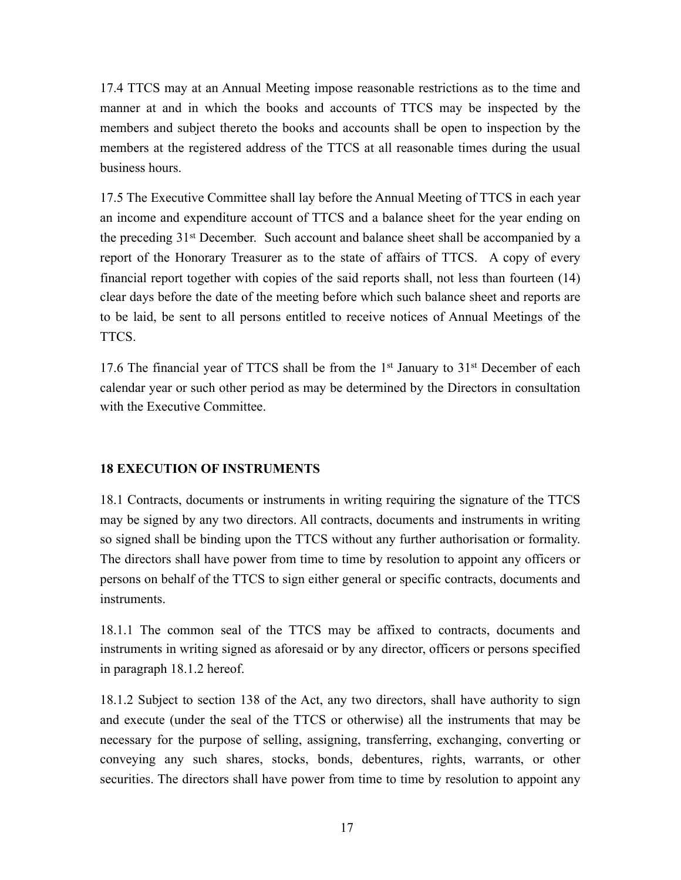17.4 TTCS may at an Annual Meeting impose reasonable restrictions as to the time and manner at and in which the books and accounts of TTCS may be inspected by the members and subject thereto the books and accounts shall be open to inspection by the members at the registered address of the TTCS at all reasonable times during the usual business hours.

17.5 The Executive Committee shall lay before the Annual Meeting of TTCS in each year an income and expenditure account of TTCS and a balance sheet for the year ending on the preceding 31st December. Such account and balance sheet shall be accompanied by a report of the Honorary Treasurer as to the state of affairs of TTCS. A copy of every financial report together with copies of the said reports shall, not less than fourteen (14) clear days before the date of the meeting before which such balance sheet and reports are to be laid, be sent to all persons entitled to receive notices of Annual Meetings of the TTCS.

17.6 The financial year of TTCS shall be from the 1st January to 31st December of each calendar year or such other period as may be determined by the Directors in consultation with the Executive Committee.

## 18 EXECUTION OF INSTRUMENTS

18.1 Contracts, documents or instruments in writing requiring the signature of the TTCS may be signed by any two directors. All contracts, documents and instruments in writing so signed shall be binding upon the TTCS without any further authorisation or formality. The directors shall have power from time to time by resolution to appoint any officers or persons on behalf of the TTCS to sign either general or specific contracts, documents and instruments.

18.1.1 The common seal of the TTCS may be affixed to contracts, documents and instruments in writing signed as aforesaid or by any director, officers or persons specified in paragraph 18.1.2 hereof.

18.1.2 Subject to section 138 of the Act, any two directors, shall have authority to sign and execute (under the seal of the TTCS or otherwise) all the instruments that may be necessary for the purpose of selling, assigning, transferring, exchanging, converting or conveying any such shares, stocks, bonds, debentures, rights, warrants, or other securities. The directors shall have power from time to time by resolution to appoint any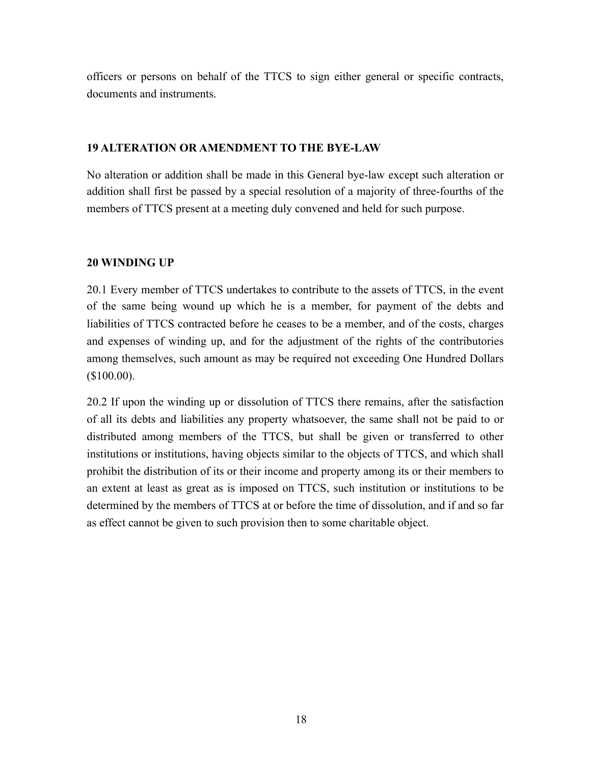officers or persons on behalf of the TTCS to sign either general or specific contracts, documents and instruments.

## 19 ALTERATION OR AMENDMENT TO THE BYE-LAW

No alteration or addition shall be made in this General bye-law except such alteration or addition shall first be passed by a special resolution of a majority of three-fourths of the members of TTCS present at a meeting duly convened and held for such purpose.

## 20 WINDING UP

20.1 Every member of TTCS undertakes to contribute to the assets of TTCS, in the event of the same being wound up which he is a member, for payment of the debts and liabilities of TTCS contracted before he ceases to be a member, and of the costs, charges and expenses of winding up, and for the adjustment of the rights of the contributories among themselves, such amount as may be required not exceeding One Hundred Dollars ($100.00).

20.2 If upon the winding up or dissolution of TTCS there remains, after the satisfaction of all its debts and liabilities any property whatsoever, the same shall not be paid to or distributed among members of the TTCS, but shall be given or transferred to other institutions or institutions, having objects similar to the objects of TTCS, and which shall prohibit the distribution of its or their income and property among its or their members to an extent at least as great as is imposed on TTCS, such institution or institutions to be determined by the members of TTCS at or before the time of dissolution, and if and so far as effect cannot be given to such provision then to some charitable object.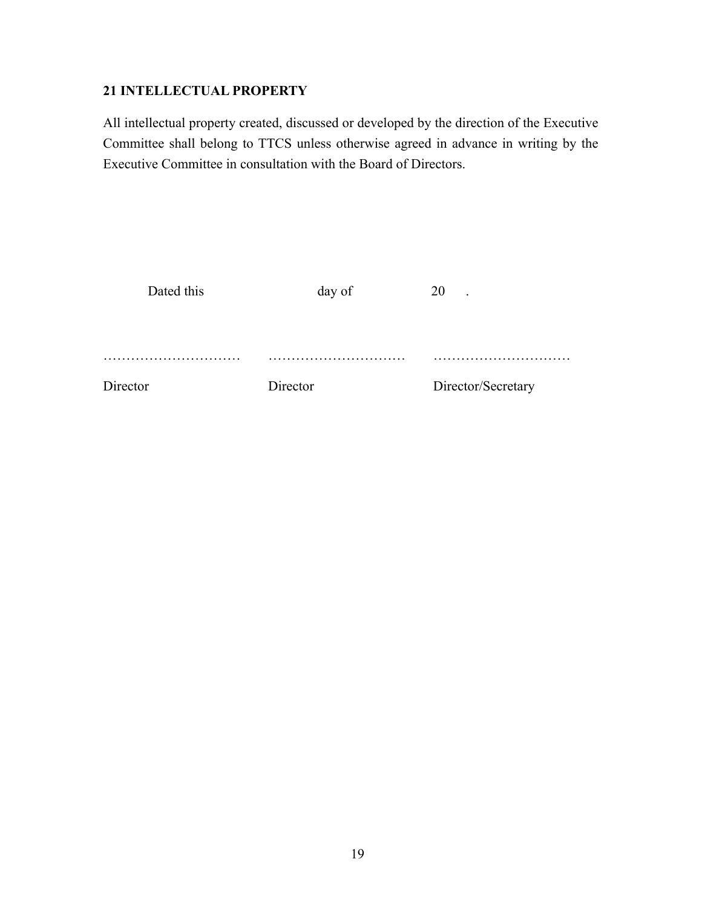## 21 INTELLECTUAL PROPERTY

All intellectual property created, discussed or developed by the direction of the Executive Committee shall belong to TTCS unless otherwise agreed in advance in writing by the Executive Committee in consultation with the Board of Directors.

Dated this day of 20 .

| | | |
|---|---|---|
| ………………………… | ………………………… | ………………………… |
| Director | Director | Director/Secretary |